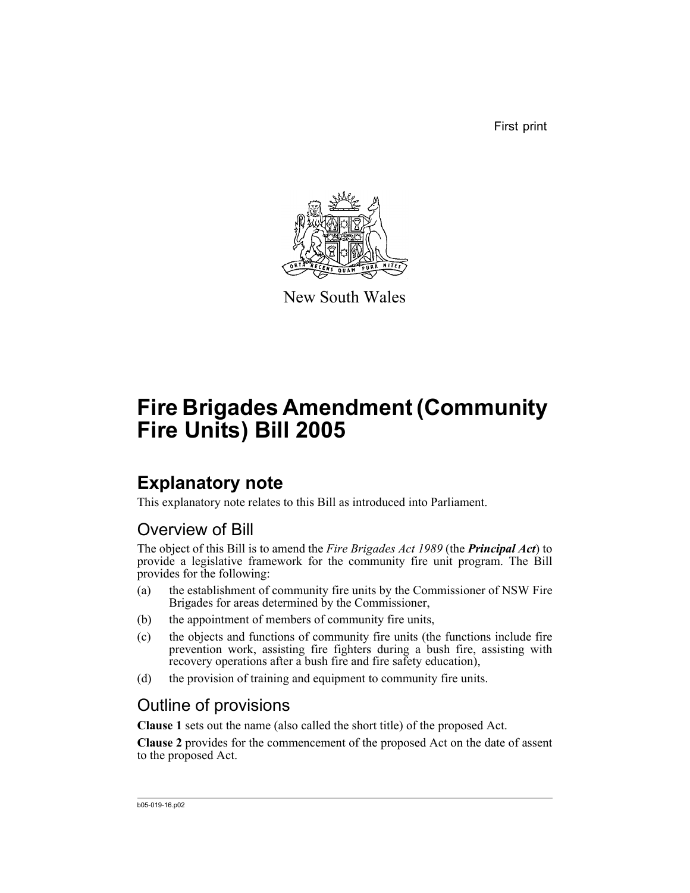First print

New South Wales

# Fire Brigades Amendment (Community Fire Units) Bill 2005

## Explanatory note

This explanatory note relates to this Bill as introduced into Parliament.

### Overview of Bill

The object of this Bill is to amend the *Fire Brigades Act 1989* (the ***Principal Act***) to provide a legislative framework for the community fire unit program. The Bill provides for the following:

(a) the establishment of community fire units by the Commissioner of NSW Fire Brigades for areas determined by the Commissioner,

(b) the appointment of members of community fire units,

(c) the objects and functions of community fire units (the functions include fire prevention work, assisting fire fighters during a bush fire, assisting with recovery operations after a bush fire and fire safety education),

(d) the provision of training and equipment to community fire units.

### Outline of provisions

**Clause 1** sets out the name (also called the short title) of the proposed Act.

**Clause 2** provides for the commencement of the proposed Act on the date of assent to the proposed Act.

b05-019-16.p02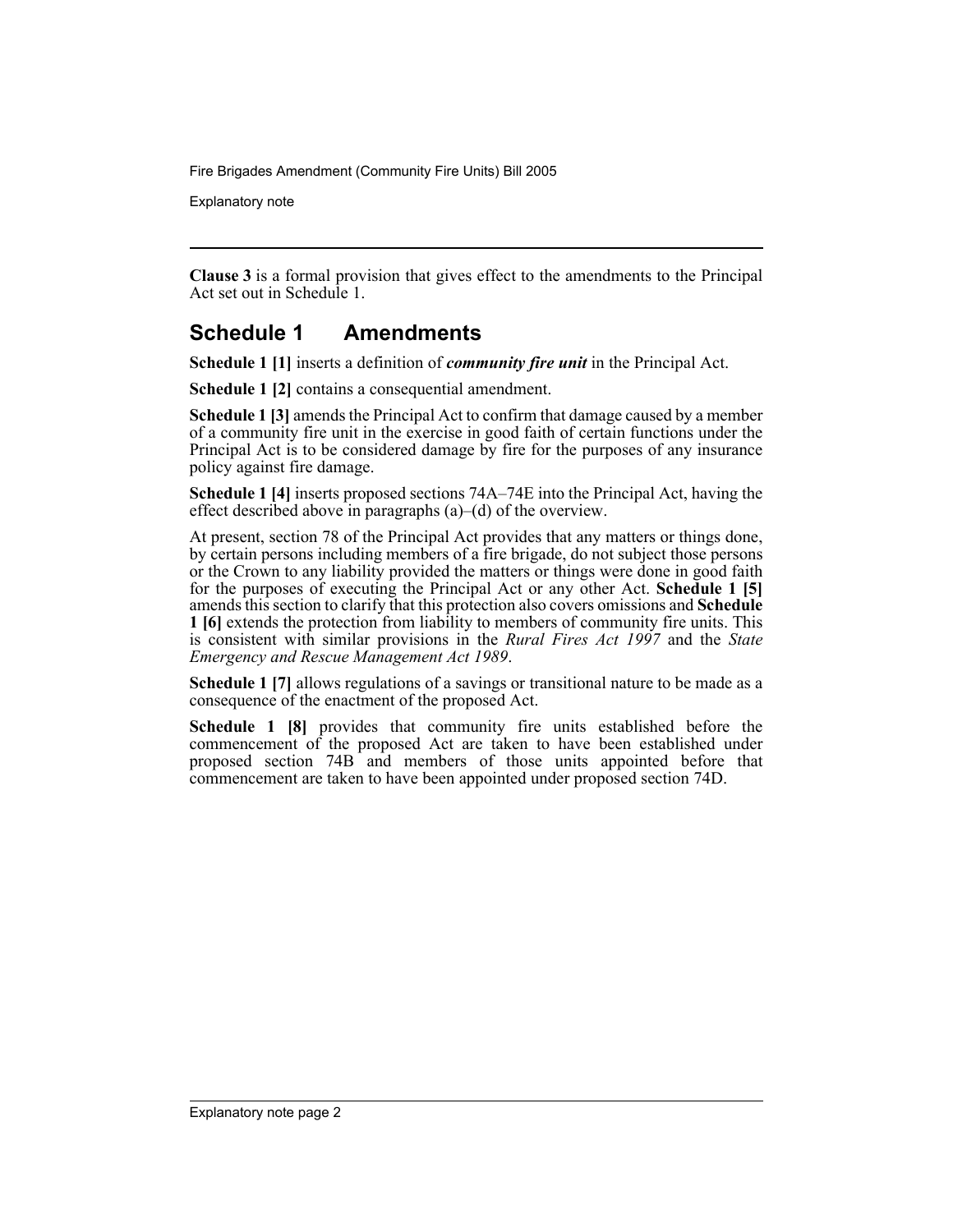**Clause 3** is a formal provision that gives effect to the amendments to the Principal Act set out in Schedule 1.

## Schedule 1 Amendments

**Schedule 1 [1]** inserts a definition of ***community fire unit*** in the Principal Act.

**Schedule 1 [2]** contains a consequential amendment.

**Schedule 1 [3]** amends the Principal Act to confirm that damage caused by a member of a community fire unit in the exercise in good faith of certain functions under the Principal Act is to be considered damage by fire for the purposes of any insurance policy against fire damage.

**Schedule 1 [4]** inserts proposed sections 74A–74E into the Principal Act, having the effect described above in paragraphs (a)–(d) of the overview.

At present, section 78 of the Principal Act provides that any matters or things done, by certain persons including members of a fire brigade, do not subject those persons or the Crown to any liability provided the matters or things were done in good faith for the purposes of executing the Principal Act or any other Act. **Schedule 1 [5]** amends this section to clarify that this protection also covers omissions and **Schedule 1 [6]** extends the protection from liability to members of community fire units. This is consistent with similar provisions in the *Rural Fires Act 1997* and the *State Emergency and Rescue Management Act 1989*.

**Schedule 1 [7]** allows regulations of a savings or transitional nature to be made as a consequence of the enactment of the proposed Act.

**Schedule 1 [8]** provides that community fire units established before the commencement of the proposed Act are taken to have been established under proposed section 74B and members of those units appointed before that commencement are taken to have been appointed under proposed section 74D.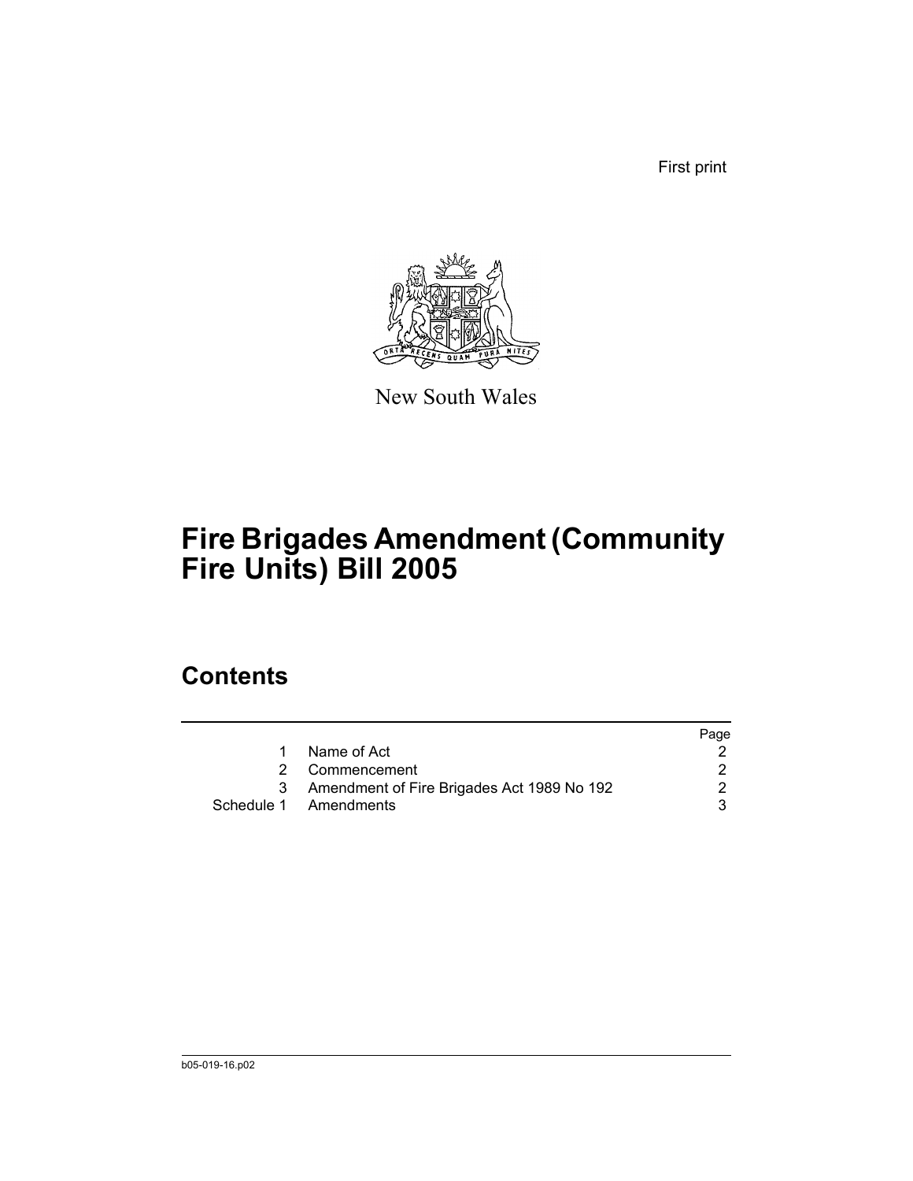First print

New South Wales

# Fire Brigades Amendment (Community Fire Units) Bill 2005

## Contents

| | | Page |
|---|---|---|
| 1 | Name of Act | 2 |
| 2 | Commencement | 2 |
| 3 | Amendment of Fire Brigades Act 1989 No 192 | 2 |
| Schedule 1 | Amendments | 3 |

b05-019-16.p02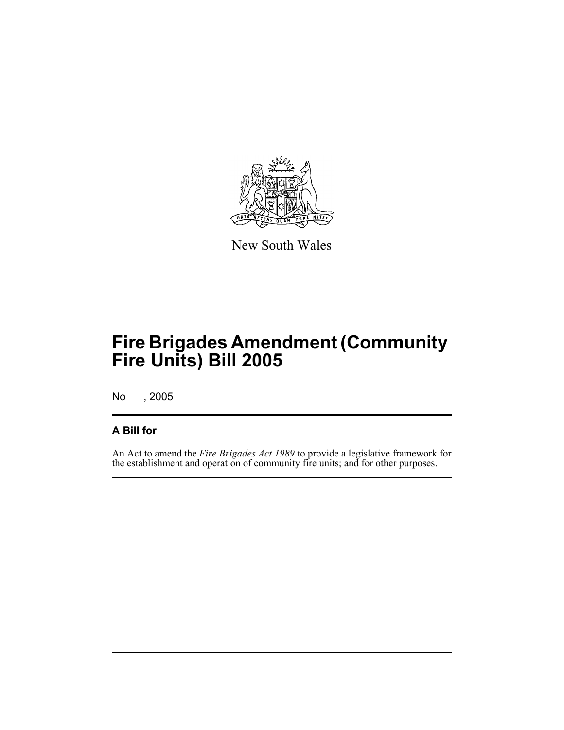New South Wales

# Fire Brigades Amendment (Community Fire Units) Bill 2005

No , 2005

## A Bill for

An Act to amend the *Fire Brigades Act 1989* to provide a legislative framework for the establishment and operation of community fire units; and for other purposes.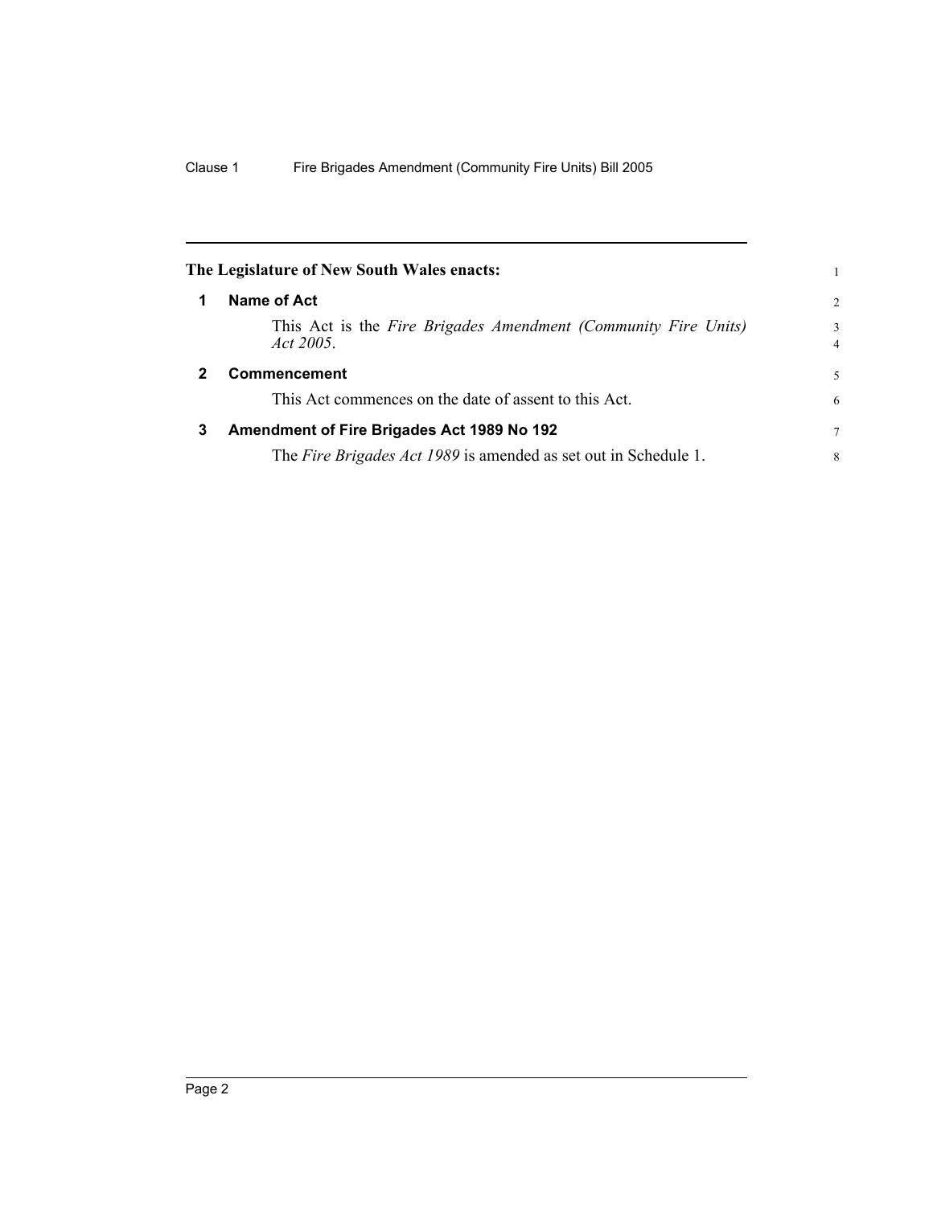**The Legislature of New South Wales enacts:**

## 1 Name of Act

This Act is the *Fire Brigades Amendment (Community Fire Units) Act 2005*.

## 2 Commencement

This Act commences on the date of assent to this Act.

## 3 Amendment of Fire Brigades Act 1989 No 192

The *Fire Brigades Act 1989* is amended as set out in Schedule 1.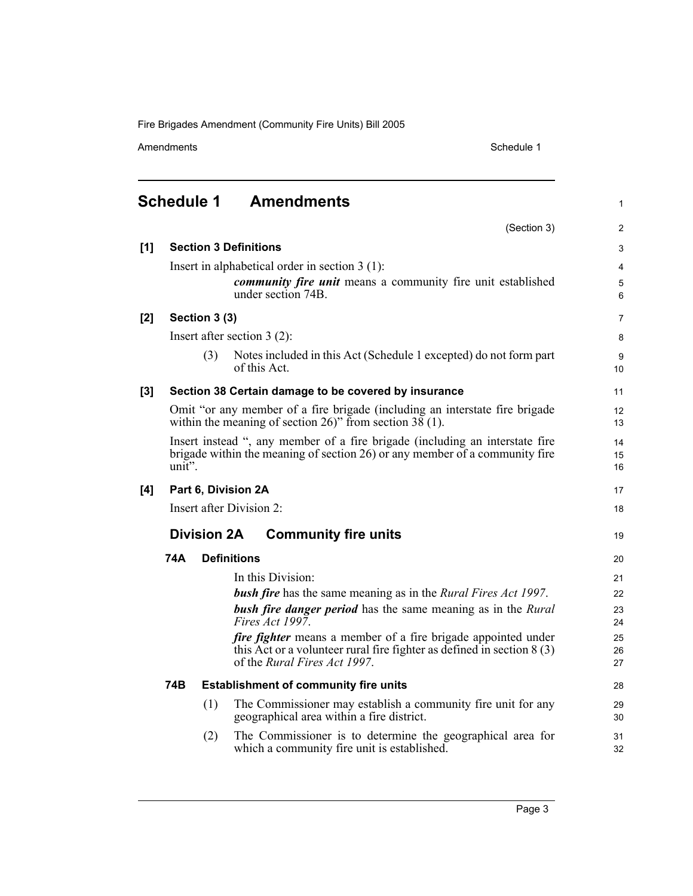## Schedule 1 Amendments

(Section 3)

**[1] Section 3 Definitions**

Insert in alphabetical order in section 3 (1):

> ***community fire unit*** means a community fire unit established under section 74B.

**[2] Section 3 (3)**

Insert after section 3 (2):

> (3) Notes included in this Act (Schedule 1 excepted) do not form part of this Act.

**[3] Section 38 Certain damage to be covered by insurance**

Omit "or any member of a fire brigade (including an interstate fire brigade within the meaning of section 26)" from section 38 (1).

Insert instead ", any member of a fire brigade (including an interstate fire brigade within the meaning of section 26) or any member of a community fire unit".

**[4] Part 6, Division 2A**

Insert after Division 2:

### Division 2A Community fire units

**74A Definitions**

In this Division:

***bush fire*** has the same meaning as in the *Rural Fires Act 1997*.

***bush fire danger period*** has the same meaning as in the *Rural Fires Act 1997*.

***fire fighter*** means a member of a fire brigade appointed under this Act or a volunteer rural fire fighter as defined in section 8 (3) of the *Rural Fires Act 1997*.

**74B Establishment of community fire units**

(1) The Commissioner may establish a community fire unit for any geographical area within a fire district.

(2) The Commissioner is to determine the geographical area for which a community fire unit is established.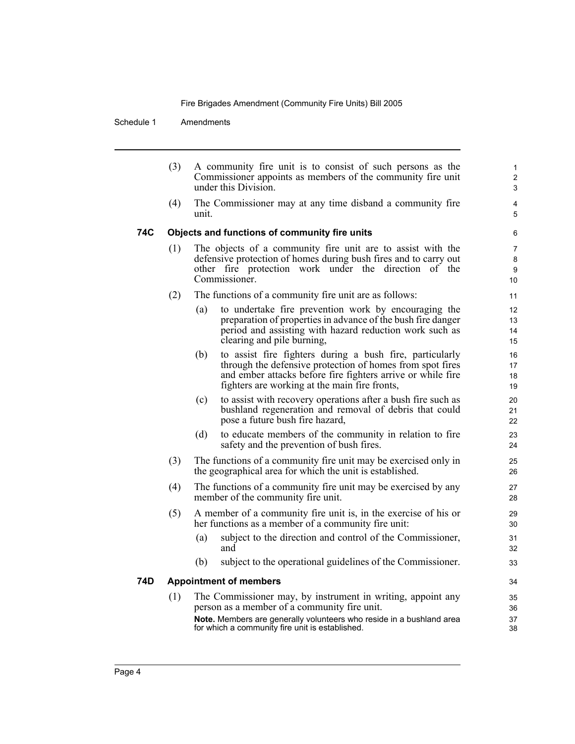(3) A community fire unit is to consist of such persons as the Commissioner appoints as members of the community fire unit under this Division.

(4) The Commissioner may at any time disband a community fire unit.

### 74C Objects and functions of community fire units

(1) The objects of a community fire unit are to assist with the defensive protection of homes during bush fires and to carry out other fire protection work under the direction of the Commissioner.

(2) The functions of a community fire unit are as follows:

- (a) to undertake fire prevention work by encouraging the preparation of properties in advance of the bush fire danger period and assisting with hazard reduction work such as clearing and pile burning,
- (b) to assist fire fighters during a bush fire, particularly through the defensive protection of homes from spot fires and ember attacks before fire fighters arrive or while fire fighters are working at the main fire fronts,
- (c) to assist with recovery operations after a bush fire such as bushland regeneration and removal of debris that could pose a future bush fire hazard,
- (d) to educate members of the community in relation to fire safety and the prevention of bush fires.

(3) The functions of a community fire unit may be exercised only in the geographical area for which the unit is established.

(4) The functions of a community fire unit may be exercised by any member of the community fire unit.

(5) A member of a community fire unit is, in the exercise of his or her functions as a member of a community fire unit:

- (a) subject to the direction and control of the Commissioner, and
- (b) subject to the operational guidelines of the Commissioner.

### 74D Appointment of members

(1) The Commissioner may, by instrument in writing, appoint any person as a member of a community fire unit.

**Note.** Members are generally volunteers who reside in a bushland area for which a community fire unit is established.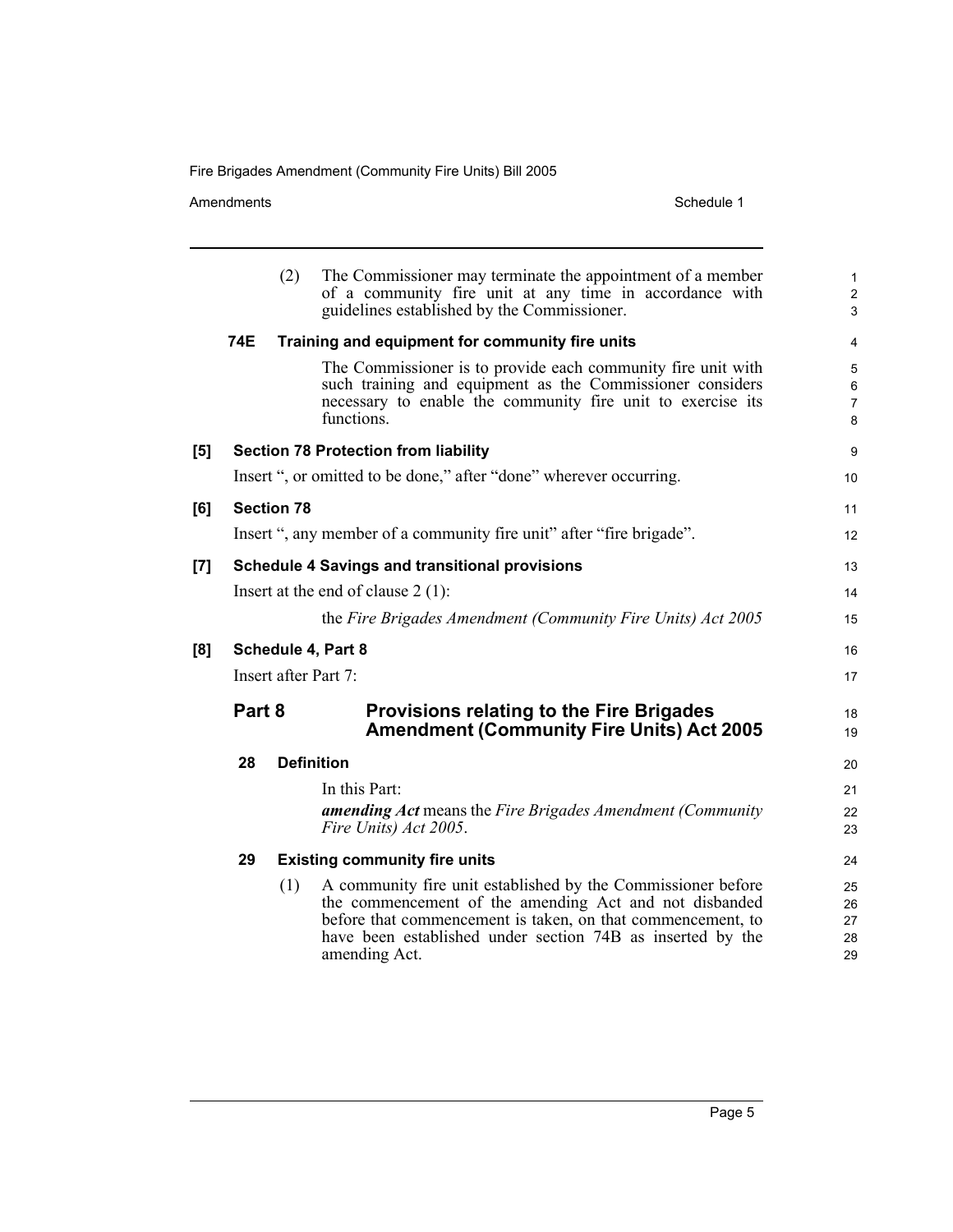(2) The Commissioner may terminate the appointment of a member of a community fire unit at any time in accordance with guidelines established by the Commissioner.

**74E Training and equipment for community fire units**

The Commissioner is to provide each community fire unit with such training and equipment as the Commissioner considers necessary to enable the community fire unit to exercise its functions.

**[5] Section 78 Protection from liability**

Insert ", or omitted to be done," after "done" wherever occurring.

**[6] Section 78**

Insert ", any member of a community fire unit" after "fire brigade".

**[7] Schedule 4 Savings and transitional provisions**

Insert at the end of clause 2 (1):

the *Fire Brigades Amendment (Community Fire Units) Act 2005*

**[8] Schedule 4, Part 8**

Insert after Part 7:

## Part 8 Provisions relating to the Fire Brigades Amendment (Community Fire Units) Act 2005

**28 Definition**

In this Part:

***amending Act*** means the *Fire Brigades Amendment (Community Fire Units) Act 2005*.

**29 Existing community fire units**

(1) A community fire unit established by the Commissioner before the commencement of the amending Act and not disbanded before that commencement is taken, on that commencement, to have been established under section 74B as inserted by the amending Act.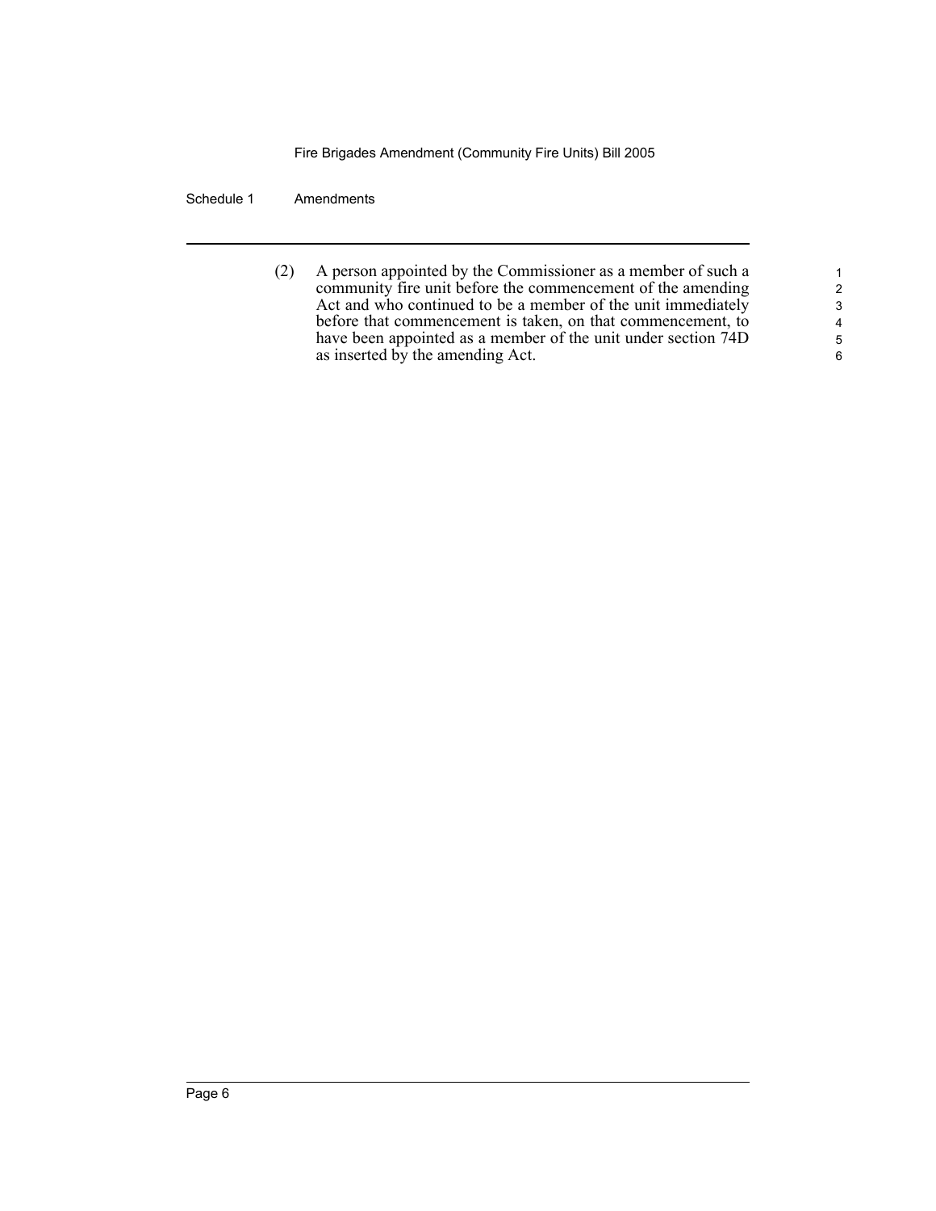(2) A person appointed by the Commissioner as a member of such a community fire unit before the commencement of the amending Act and who continued to be a member of the unit immediately before that commencement is taken, on that commencement, to have been appointed as a member of the unit under section 74D as inserted by the amending Act.